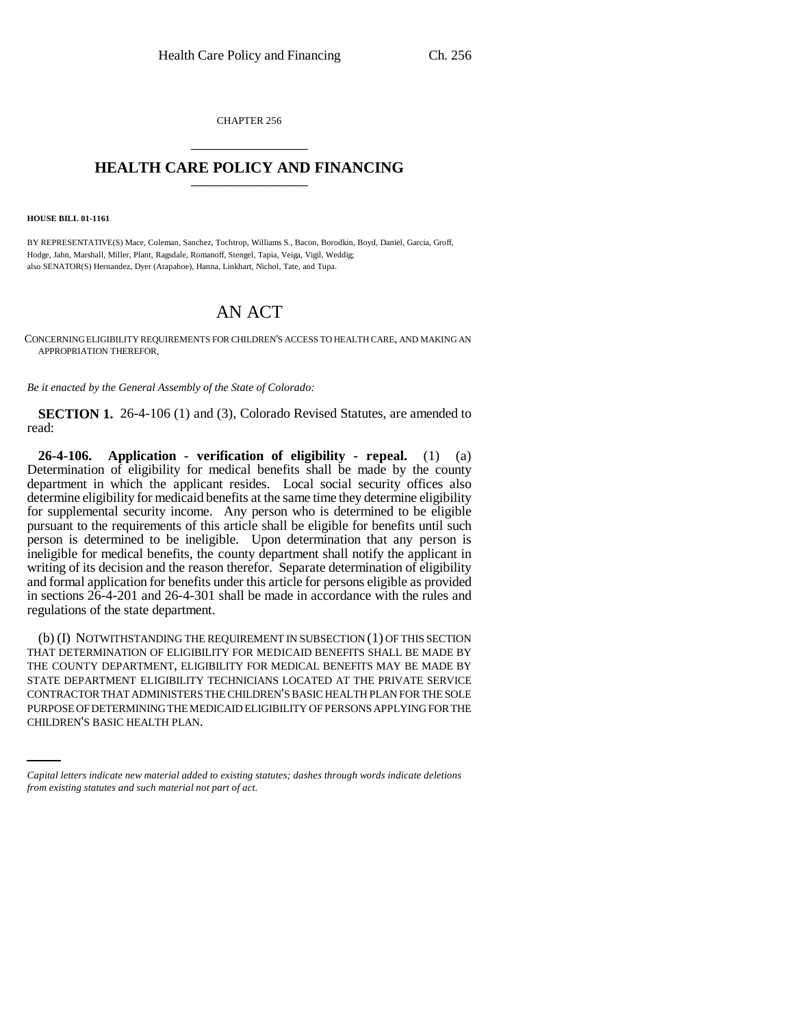CHAPTER 256

# HEALTH CARE POLICY AND FINANCING

**HOUSE BILL 01-1161**

BY REPRESENTATIVE(S) Mace, Coleman, Sanchez, Tochtrop, Williams S., Bacon, Borodkin, Boyd, Daniel, Garcia, Groff, Hodge, Jahn, Marshall, Miller, Plant, Ragsdale, Romanoff, Stengel, Tapia, Veiga, Vigil, Weddig;
also SENATOR(S) Hernandez, Dyer (Arapahoe), Hanna, Linkhart, Nichol, Tate, and Tupa.

# AN ACT

CONCERNING ELIGIBILITY REQUIREMENTS FOR CHILDREN'S ACCESS TO HEALTH CARE, AND MAKING AN APPROPRIATION THEREFOR.

*Be it enacted by the General Assembly of the State of Colorado:*

**SECTION 1.** 26-4-106 (1) and (3), Colorado Revised Statutes, are amended to read:

**26-4-106. Application - verification of eligibility - repeal.** (1) (a) Determination of eligibility for medical benefits shall be made by the county department in which the applicant resides. Local social security offices also determine eligibility for medicaid benefits at the same time they determine eligibility for supplemental security income. Any person who is determined to be eligible pursuant to the requirements of this article shall be eligible for benefits until such person is determined to be ineligible. Upon determination that any person is ineligible for medical benefits, the county department shall notify the applicant in writing of its decision and the reason therefor. Separate determination of eligibility and formal application for benefits under this article for persons eligible as provided in sections 26-4-201 and 26-4-301 shall be made in accordance with the rules and regulations of the state department.

(b) (I) NOTWITHSTANDING THE REQUIREMENT IN SUBSECTION (1) OF THIS SECTION THAT DETERMINATION OF ELIGIBILITY FOR MEDICAID BENEFITS SHALL BE MADE BY THE COUNTY DEPARTMENT, ELIGIBILITY FOR MEDICAL BENEFITS MAY BE MADE BY STATE DEPARTMENT ELIGIBILITY TECHNICIANS LOCATED AT THE PRIVATE SERVICE CONTRACTOR THAT ADMINISTERS THE CHILDREN'S BASIC HEALTH PLAN FOR THE SOLE PURPOSE OF DETERMINING THE MEDICAID ELIGIBILITY OF PERSONS APPLYING FOR THE CHILDREN'S BASIC HEALTH PLAN.

*Capital letters indicate new material added to existing statutes; dashes through words indicate deletions from existing statutes and such material not part of act.*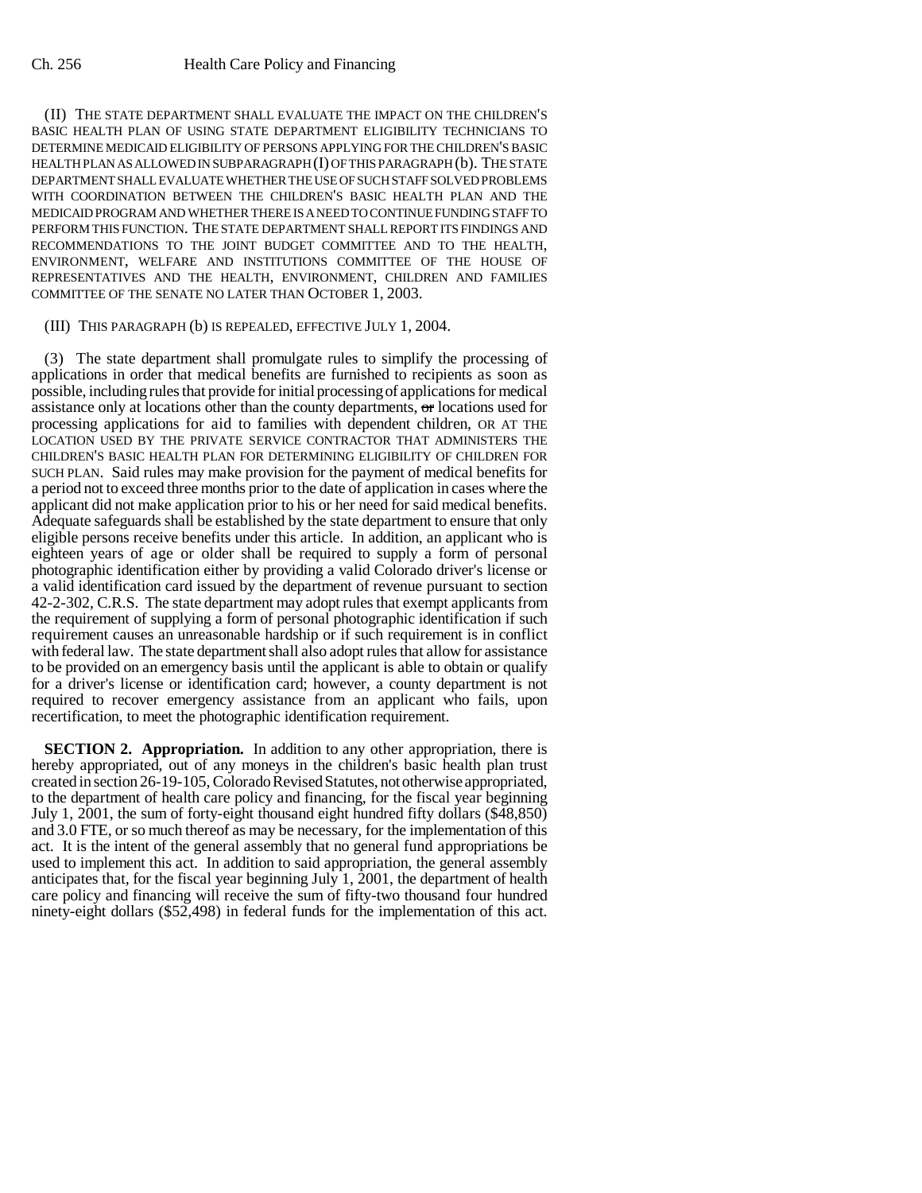(II) THE STATE DEPARTMENT SHALL EVALUATE THE IMPACT ON THE CHILDREN'S BASIC HEALTH PLAN OF USING STATE DEPARTMENT ELIGIBILITY TECHNICIANS TO DETERMINE MEDICAID ELIGIBILITY OF PERSONS APPLYING FOR THE CHILDREN'S BASIC HEALTH PLAN AS ALLOWED IN SUBPARAGRAPH (I) OF THIS PARAGRAPH (b). THE STATE DEPARTMENT SHALL EVALUATE WHETHER THE USE OF SUCH STAFF SOLVED PROBLEMS WITH COORDINATION BETWEEN THE CHILDREN'S BASIC HEALTH PLAN AND THE MEDICAID PROGRAM AND WHETHER THERE IS A NEED TO CONTINUE FUNDING STAFF TO PERFORM THIS FUNCTION. THE STATE DEPARTMENT SHALL REPORT ITS FINDINGS AND RECOMMENDATIONS TO THE JOINT BUDGET COMMITTEE AND TO THE HEALTH, ENVIRONMENT, WELFARE AND INSTITUTIONS COMMITTEE OF THE HOUSE OF REPRESENTATIVES AND THE HEALTH, ENVIRONMENT, CHILDREN AND FAMILIES COMMITTEE OF THE SENATE NO LATER THAN OCTOBER 1, 2003.

(III) THIS PARAGRAPH (b) IS REPEALED, EFFECTIVE JULY 1, 2004.

(3) The state department shall promulgate rules to simplify the processing of applications in order that medical benefits are furnished to recipients as soon as possible, including rules that provide for initial processing of applications for medical assistance only at locations other than the county departments, ~~or~~ locations used for processing applications for aid to families with dependent children, OR AT THE LOCATION USED BY THE PRIVATE SERVICE CONTRACTOR THAT ADMINISTERS THE CHILDREN'S BASIC HEALTH PLAN FOR DETERMINING ELIGIBILITY OF CHILDREN FOR SUCH PLAN. Said rules may make provision for the payment of medical benefits for a period not to exceed three months prior to the date of application in cases where the applicant did not make application prior to his or her need for said medical benefits. Adequate safeguards shall be established by the state department to ensure that only eligible persons receive benefits under this article. In addition, an applicant who is eighteen years of age or older shall be required to supply a form of personal photographic identification either by providing a valid Colorado driver's license or a valid identification card issued by the department of revenue pursuant to section 42-2-302, C.R.S. The state department may adopt rules that exempt applicants from the requirement of supplying a form of personal photographic identification if such requirement causes an unreasonable hardship or if such requirement is in conflict with federal law. The state department shall also adopt rules that allow for assistance to be provided on an emergency basis until the applicant is able to obtain or qualify for a driver's license or identification card; however, a county department is not required to recover emergency assistance from an applicant who fails, upon recertification, to meet the photographic identification requirement.

**SECTION 2. Appropriation.** In addition to any other appropriation, there is hereby appropriated, out of any moneys in the children's basic health plan trust created in section 26-19-105, Colorado Revised Statutes, not otherwise appropriated, to the department of health care policy and financing, for the fiscal year beginning July 1, 2001, the sum of forty-eight thousand eight hundred fifty dollars ($48,850) and 3.0 FTE, or so much thereof as may be necessary, for the implementation of this act. It is the intent of the general assembly that no general fund appropriations be used to implement this act. In addition to said appropriation, the general assembly anticipates that, for the fiscal year beginning July 1, 2001, the department of health care policy and financing will receive the sum of fifty-two thousand four hundred ninety-eight dollars ($52,498) in federal funds for the implementation of this act.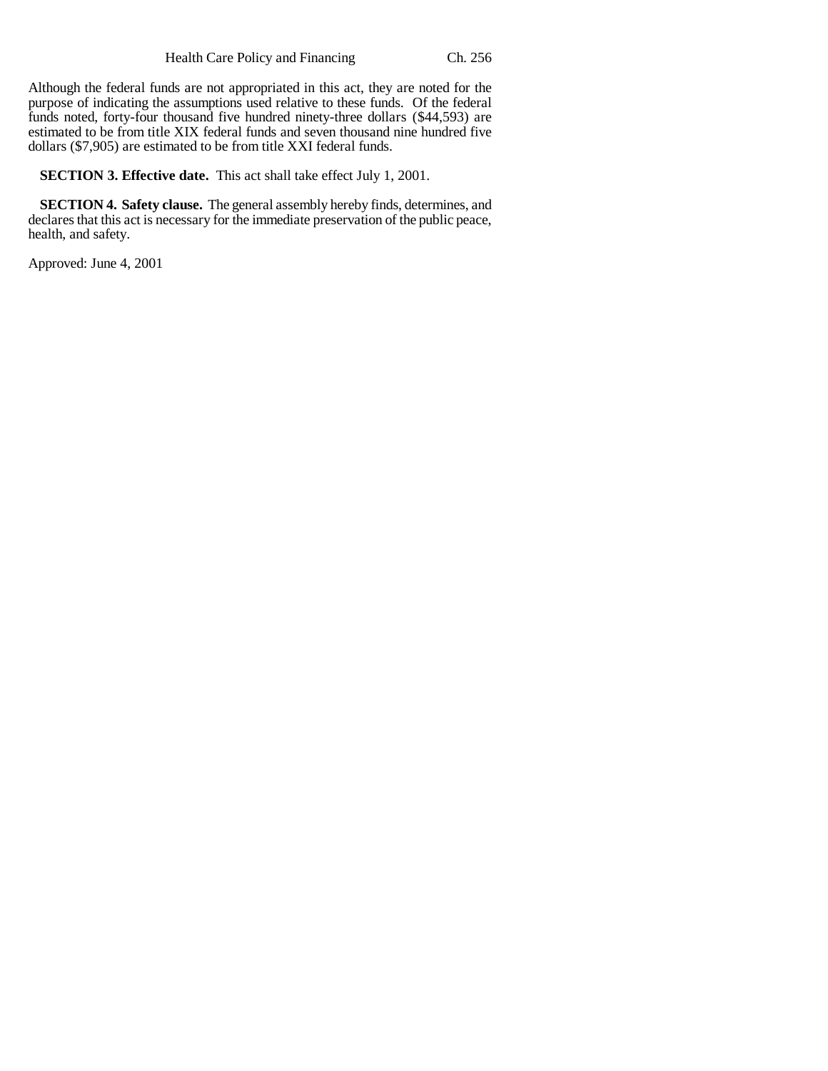Although the federal funds are not appropriated in this act, they are noted for the purpose of indicating the assumptions used relative to these funds. Of the federal funds noted, forty-four thousand five hundred ninety-three dollars ($44,593) are estimated to be from title XIX federal funds and seven thousand nine hundred five dollars ($7,905) are estimated to be from title XXI federal funds.

**SECTION 3. Effective date.** This act shall take effect July 1, 2001.

**SECTION 4. Safety clause.** The general assembly hereby finds, determines, and declares that this act is necessary for the immediate preservation of the public peace, health, and safety.

Approved: June 4, 2001